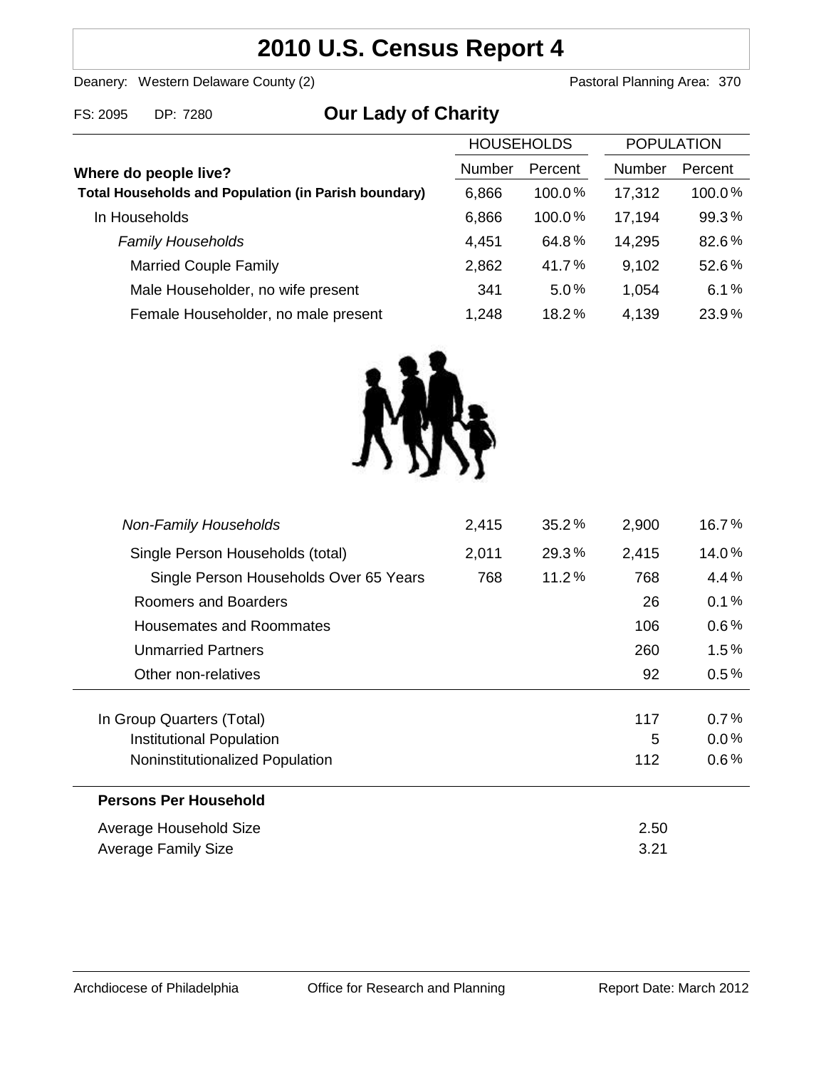# 2010 U.S. Census Report 4

Deanery: Western Delaware County (2) | Pastoral Planning Area: 370

FS: 2095 DP: 7280

## Our Lady of Charity

| Where do people live? | HOUSEHOLDS Number | HOUSEHOLDS Percent | POPULATION Number | POPULATION Percent |
|---|---|---|---|---|
| **Total Households and Population (in Parish boundary)** | 6,866 | 100.0% | 17,312 | 100.0% |
| In Households | 6,866 | 100.0% | 17,194 | 99.3% |
| *Family Households* | 4,451 | 64.8% | 14,295 | 82.6% |
| Married Couple Family | 2,862 | 41.7% | 9,102 | 52.6% |
| Male Householder, no wife present | 341 | 5.0% | 1,054 | 6.1% |
| Female Householder, no male present | 1,248 | 18.2% | 4,139 | 23.9% |
| *Non-Family Households* | 2,415 | 35.2% | 2,900 | 16.7% |
| Single Person Households (total) | 2,011 | 29.3% | 2,415 | 14.0% |
| Single Person Households Over 65 Years | 768 | 11.2% | 768 | 4.4% |
| Roomers and Boarders | | | 26 | 0.1% |
| Housemates and Roommates | | | 106 | 0.6% |
| Unmarried Partners | | | 260 | 1.5% |
| Other non-relatives | | | 92 | 0.5% |
| In Group Quarters (Total) | | | 117 | 0.7% |
| Institutional Population | | | 5 | 0.0% |
| Noninstitutionalized Population | | | 112 | 0.6% |

**Persons Per Household**

| | |
|---|---|
| Average Household Size | 2.50 |
| Average Family Size | 3.21 |

Archdiocese of Philadelphia | Office for Research and Planning | Report Date: March 2012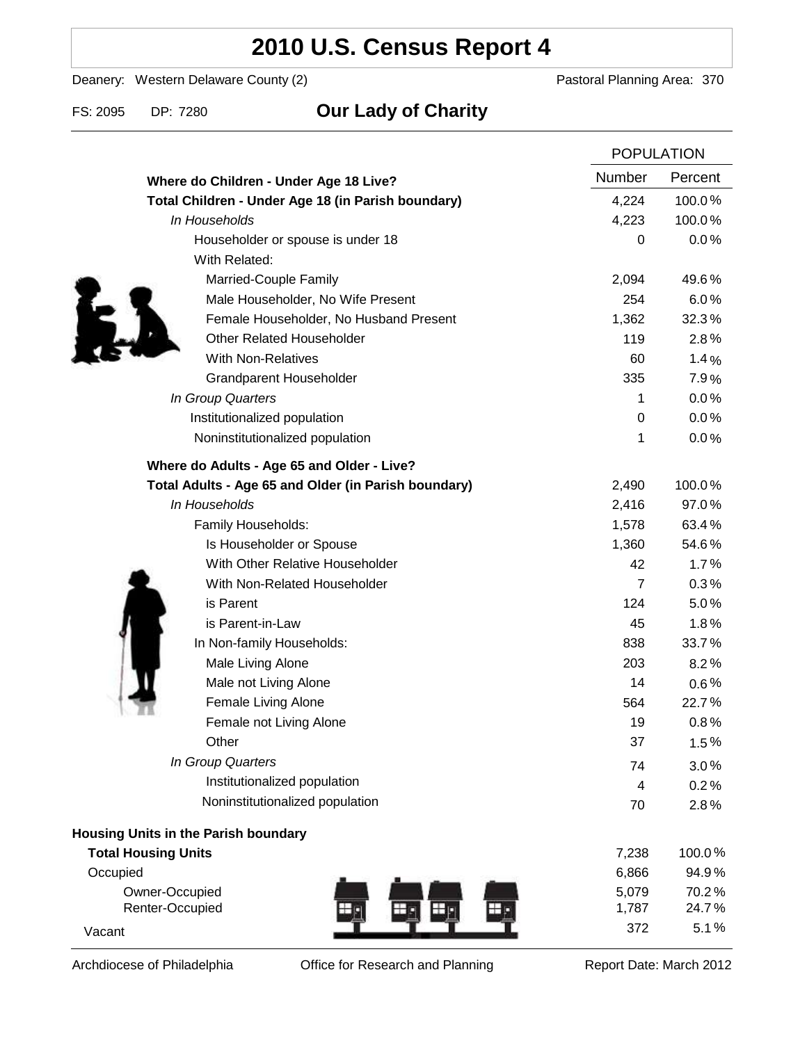# 2010 U.S. Census Report 4

Deanery: Western Delaware County (2) Pastoral Planning Area: 370

FS: 2095 DP: 7280 **Our Lady of Charity**

| | POPULATION | |
|---|---|---|
| **Where do Children - Under Age 18 Live?** | Number | Percent |
| **Total Children - Under Age 18 (in Parish boundary)** | 4,224 | 100.0% |
| *In Households* | 4,223 | 100.0% |
| Householder or spouse is under 18 | 0 | 0.0% |
| With Related: | | |
| Married-Couple Family | 2,094 | 49.6% |
| Male Householder, No Wife Present | 254 | 6.0% |
| Female Householder, No Husband Present | 1,362 | 32.3% |
| Other Related Householder | 119 | 2.8% |
| With Non-Relatives | 60 | 1.4% |
| Grandparent Householder | 335 | 7.9% |
| *In Group Quarters* | 1 | 0.0% |
| Institutionalized population | 0 | 0.0% |
| Noninstitutionalized population | 1 | 0.0% |
| **Where do Adults - Age 65 and Older - Live?** | | |
| **Total Adults - Age 65 and Older (in Parish boundary)** | 2,490 | 100.0% |
| *In Households* | 2,416 | 97.0% |
| Family Households: | 1,578 | 63.4% |
| Is Householder or Spouse | 1,360 | 54.6% |
| With Other Relative Householder | 42 | 1.7% |
| With Non-Related Householder | 7 | 0.3% |
| is Parent | 124 | 5.0% |
| is Parent-in-Law | 45 | 1.8% |
| In Non-family Households: | 838 | 33.7% |
| Male Living Alone | 203 | 8.2% |
| Male not Living Alone | 14 | 0.6% |
| Female Living Alone | 564 | 22.7% |
| Female not Living Alone | 19 | 0.8% |
| Other | 37 | 1.5% |
| *In Group Quarters* | 74 | 3.0% |
| Institutionalized population | 4 | 0.2% |
| Noninstitutionalized population | 70 | 2.8% |
| **Housing Units in the Parish boundary** | | |
| **Total Housing Units** | 7,238 | 100.0% |
| Occupied | 6,866 | 94.9% |
| Owner-Occupied | 5,079 | 70.2% |
| Renter-Occupied | 1,787 | 24.7% |
| Vacant | 372 | 5.1% |

Archdiocese of Philadelphia Office for Research and Planning Report Date: March 2012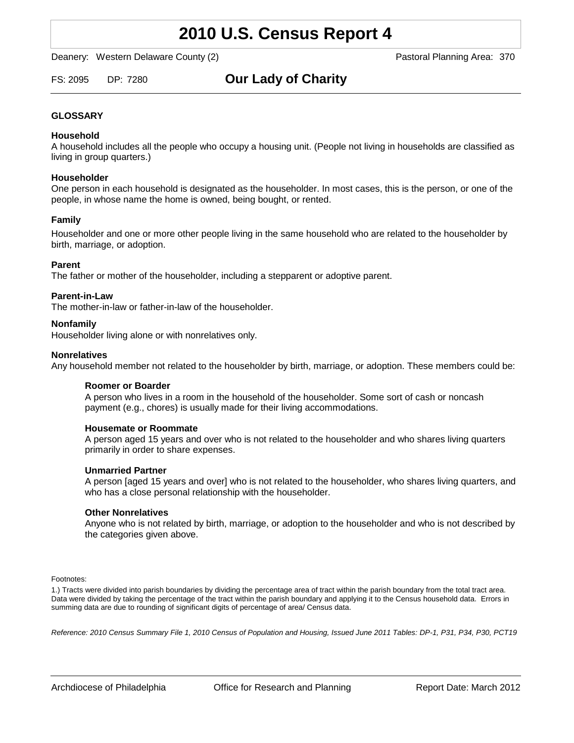# 2010 U.S. Census Report 4

Deanery: Western Delaware County (2) Pastoral Planning Area: 370

FS: 2095 DP: 7280 **Our Lady of Charity**

## GLOSSARY

**Household**
A household includes all the people who occupy a housing unit. (People not living in households are classified as living in group quarters.)

**Householder**
One person in each household is designated as the householder. In most cases, this is the person, or one of the people, in whose name the home is owned, being bought, or rented.

**Family**
Householder and one or more other people living in the same household who are related to the householder by birth, marriage, or adoption.

**Parent**
The father or mother of the householder, including a stepparent or adoptive parent.

**Parent-in-Law**
The mother-in-law or father-in-law of the householder.

**Nonfamily**
Householder living alone or with nonrelatives only.

**Nonrelatives**
Any household member not related to the householder by birth, marriage, or adoption. These members could be:

> **Roomer or Boarder**
> A person who lives in a room in the household of the householder. Some sort of cash or noncash payment (e.g., chores) is usually made for their living accommodations.
>
> **Housemate or Roommate**
> A person aged 15 years and over who is not related to the householder and who shares living quarters primarily in order to share expenses.
>
> **Unmarried Partner**
> A person [aged 15 years and over] who is not related to the householder, who shares living quarters, and who has a close personal relationship with the householder.
>
> **Other Nonrelatives**
> Anyone who is not related by birth, marriage, or adoption to the householder and who is not described by the categories given above.

Footnotes:

1.) Tracts were divided into parish boundaries by dividing the percentage area of tract within the parish boundary from the total tract area. Data were divided by taking the percentage of the tract within the parish boundary and applying it to the Census household data. Errors in summing data are due to rounding of significant digits of percentage of area/ Census data.

*Reference: 2010 Census Summary File 1, 2010 Census of Population and Housing, Issued June 2011 Tables: DP-1, P31, P34, P30, PCT19*

Archdiocese of Philadelphia Office for Research and Planning Report Date: March 2012